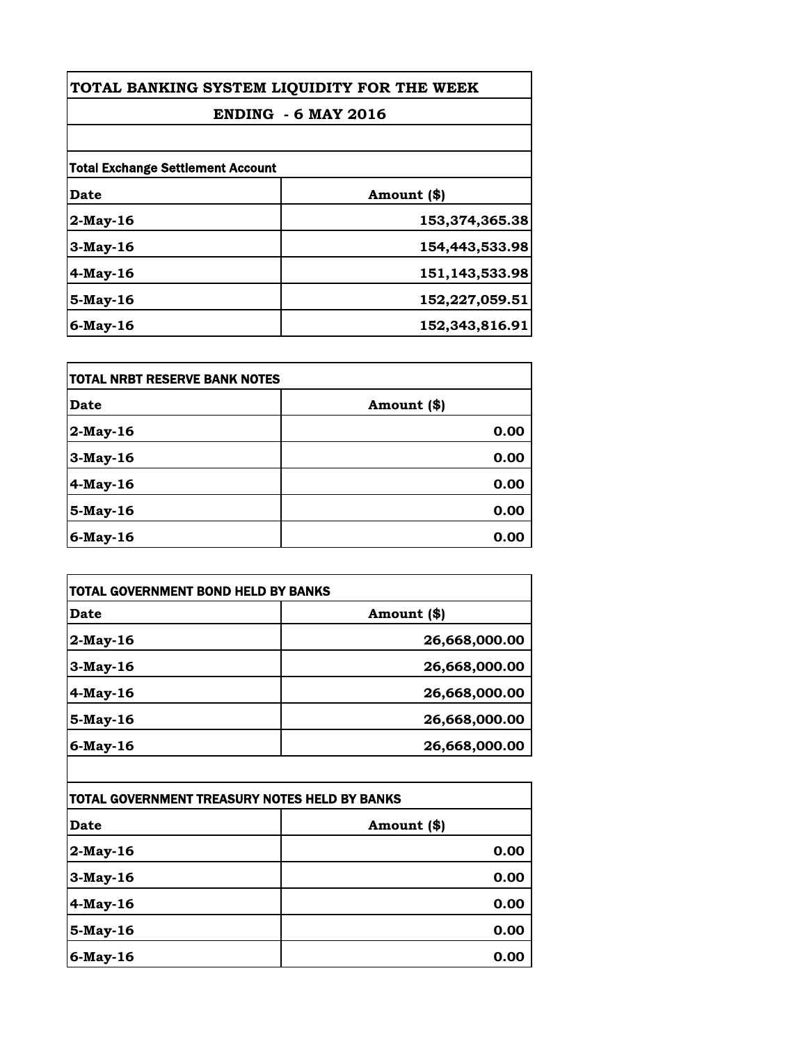# TOTAL BANKING SYSTEM LIQUIDITY FOR THE WEEK

## ENDING - 6 MAY 2016

**Total Exchange Settlement Account**

| Date | Amount ($) |
|---|---|
| 2-May-16 | 153,374,365.38 |
| 3-May-16 | 154,443,533.98 |
| 4-May-16 | 151,143,533.98 |
| 5-May-16 | 152,227,059.51 |
| 6-May-16 | 152,343,816.91 |

**TOTAL NRBT RESERVE BANK NOTES**

| Date | Amount ($) |
|---|---|
| 2-May-16 | 0.00 |
| 3-May-16 | 0.00 |
| 4-May-16 | 0.00 |
| 5-May-16 | 0.00 |
| 6-May-16 | 0.00 |

**TOTAL GOVERNMENT BOND HELD BY BANKS**

| Date | Amount ($) |
|---|---|
| 2-May-16 | 26,668,000.00 |
| 3-May-16 | 26,668,000.00 |
| 4-May-16 | 26,668,000.00 |
| 5-May-16 | 26,668,000.00 |
| 6-May-16 | 26,668,000.00 |

**TOTAL GOVERNMENT TREASURY NOTES HELD BY BANKS**

| Date | Amount ($) |
|---|---|
| 2-May-16 | 0.00 |
| 3-May-16 | 0.00 |
| 4-May-16 | 0.00 |
| 5-May-16 | 0.00 |
| 6-May-16 | 0.00 |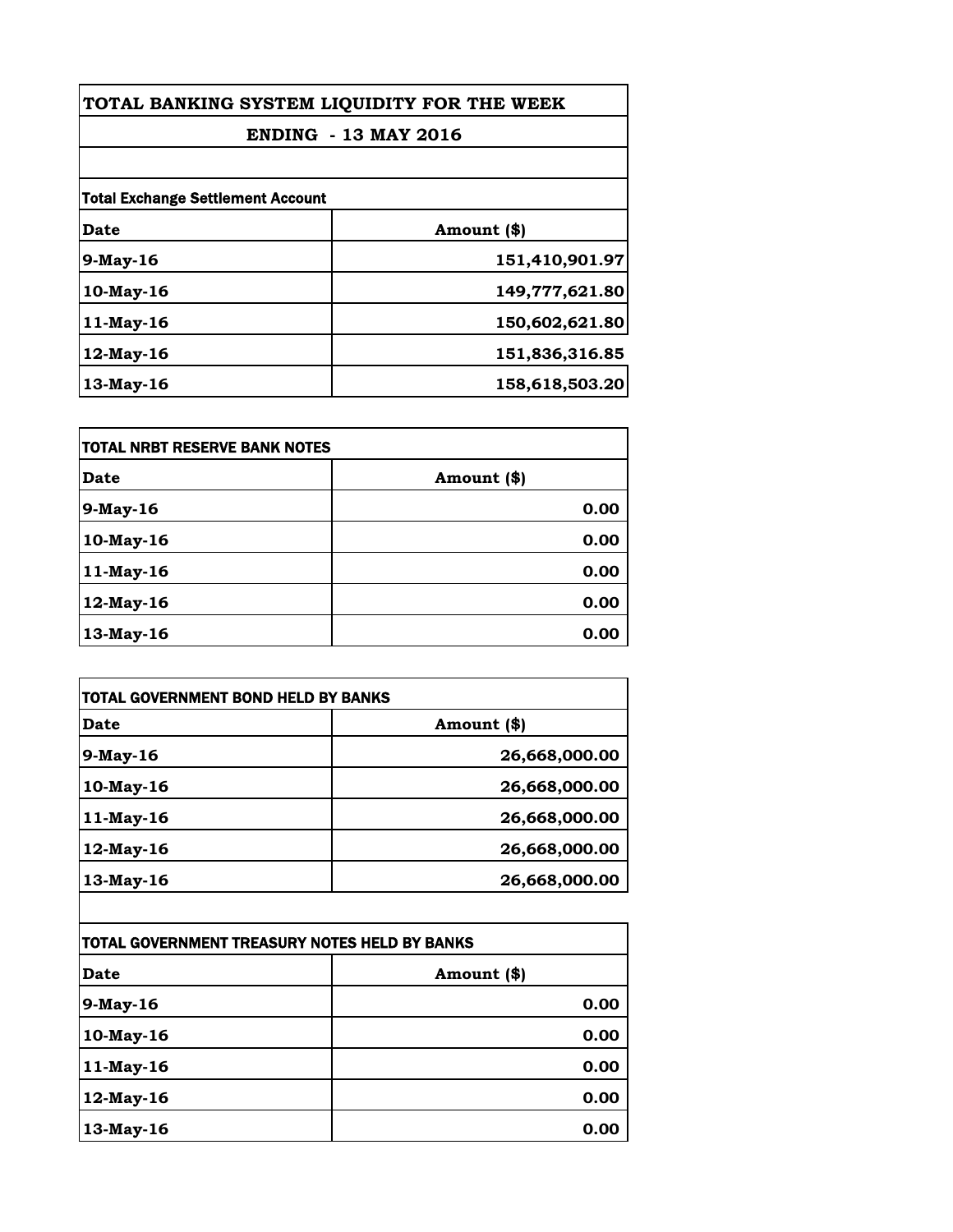# TOTAL BANKING SYSTEM LIQUIDITY FOR THE WEEK

## ENDING - 13 MAY 2016

**Total Exchange Settlement Account**

| Date | Amount ($) |
|---|---:|
| 9-May-16 | 151,410,901.97 |
| 10-May-16 | 149,777,621.80 |
| 11-May-16 | 150,602,621.80 |
| 12-May-16 | 151,836,316.85 |
| 13-May-16 | 158,618,503.20 |

**TOTAL NRBT RESERVE BANK NOTES**

| Date | Amount ($) |
|---|---:|
| 9-May-16 | 0.00 |
| 10-May-16 | 0.00 |
| 11-May-16 | 0.00 |
| 12-May-16 | 0.00 |
| 13-May-16 | 0.00 |

**TOTAL GOVERNMENT BOND HELD BY BANKS**

| Date | Amount ($) |
|---|---:|
| 9-May-16 | 26,668,000.00 |
| 10-May-16 | 26,668,000.00 |
| 11-May-16 | 26,668,000.00 |
| 12-May-16 | 26,668,000.00 |
| 13-May-16 | 26,668,000.00 |

**TOTAL GOVERNMENT TREASURY NOTES HELD BY BANKS**

| Date | Amount ($) |
|---|---:|
| 9-May-16 | 0.00 |
| 10-May-16 | 0.00 |
| 11-May-16 | 0.00 |
| 12-May-16 | 0.00 |
| 13-May-16 | 0.00 |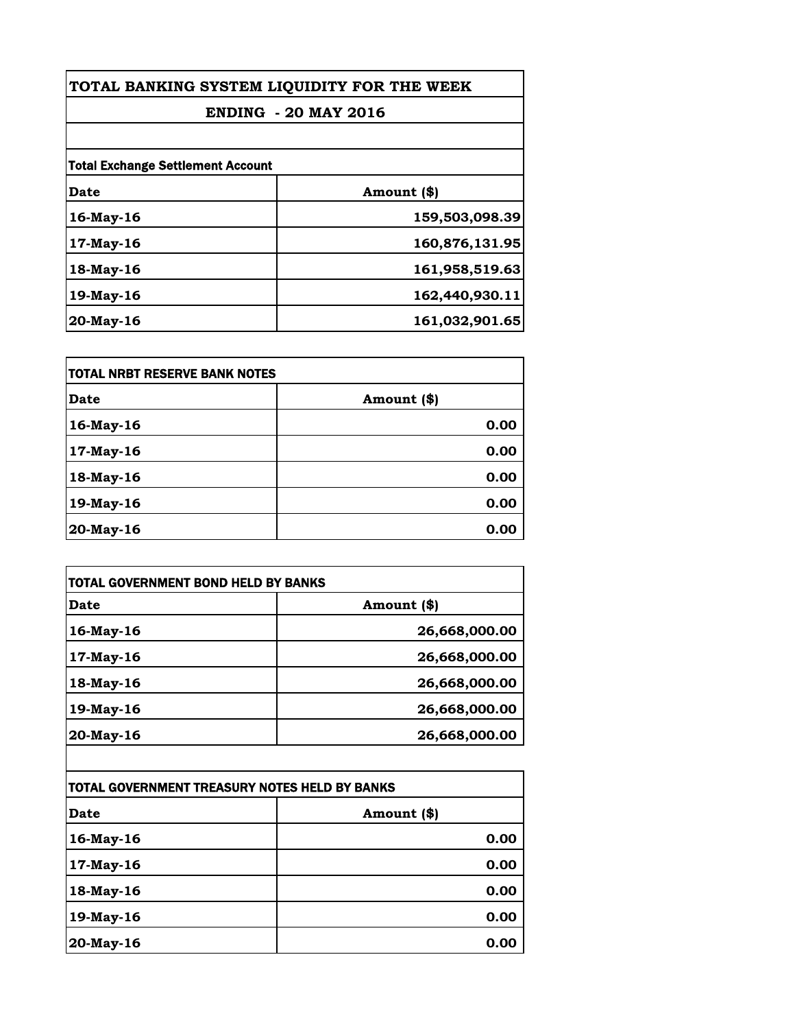# TOTAL BANKING SYSTEM LIQUIDITY FOR THE WEEK

## ENDING - 20 MAY 2016

| Total Exchange Settlement Account | |
|---|---|
| **Date** | **Amount ($)** |
| 16-May-16 | 159,503,098.39 |
| 17-May-16 | 160,876,131.95 |
| 18-May-16 | 161,958,519.63 |
| 19-May-16 | 162,440,930.11 |
| 20-May-16 | 161,032,901.65 |

| TOTAL NRBT RESERVE BANK NOTES | |
|---|---|
| **Date** | **Amount ($)** |
| 16-May-16 | 0.00 |
| 17-May-16 | 0.00 |
| 18-May-16 | 0.00 |
| 19-May-16 | 0.00 |
| 20-May-16 | 0.00 |

| TOTAL GOVERNMENT BOND HELD BY BANKS | |
|---|---|
| **Date** | **Amount ($)** |
| 16-May-16 | 26,668,000.00 |
| 17-May-16 | 26,668,000.00 |
| 18-May-16 | 26,668,000.00 |
| 19-May-16 | 26,668,000.00 |
| 20-May-16 | 26,668,000.00 |

| TOTAL GOVERNMENT TREASURY NOTES HELD BY BANKS | |
|---|---|
| **Date** | **Amount ($)** |
| 16-May-16 | 0.00 |
| 17-May-16 | 0.00 |
| 18-May-16 | 0.00 |
| 19-May-16 | 0.00 |
| 20-May-16 | 0.00 |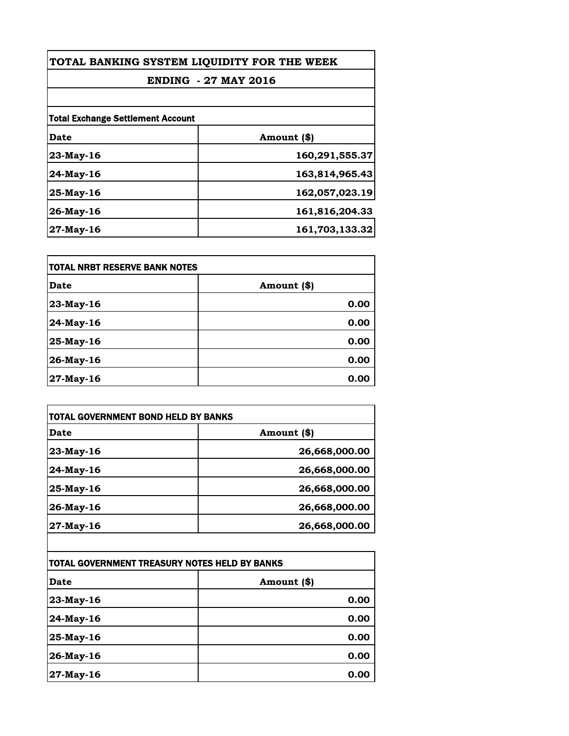# TOTAL BANKING SYSTEM LIQUIDITY FOR THE WEEK

## ENDING - 27 MAY 2016

**Total Exchange Settlement Account**

| Date | Amount ($) |
| --- | --- |
| 23-May-16 | 160,291,555.37 |
| 24-May-16 | 163,814,965.43 |
| 25-May-16 | 162,057,023.19 |
| 26-May-16 | 161,816,204.33 |
| 27-May-16 | 161,703,133.32 |

**TOTAL NRBT RESERVE BANK NOTES**

| Date | Amount ($) |
| --- | --- |
| 23-May-16 | 0.00 |
| 24-May-16 | 0.00 |
| 25-May-16 | 0.00 |
| 26-May-16 | 0.00 |
| 27-May-16 | 0.00 |

**TOTAL GOVERNMENT BOND HELD BY BANKS**

| Date | Amount ($) |
| --- | --- |
| 23-May-16 | 26,668,000.00 |
| 24-May-16 | 26,668,000.00 |
| 25-May-16 | 26,668,000.00 |
| 26-May-16 | 26,668,000.00 |
| 27-May-16 | 26,668,000.00 |

**TOTAL GOVERNMENT TREASURY NOTES HELD BY BANKS**

| Date | Amount ($) |
| --- | --- |
| 23-May-16 | 0.00 |
| 24-May-16 | 0.00 |
| 25-May-16 | 0.00 |
| 26-May-16 | 0.00 |
| 27-May-16 | 0.00 |